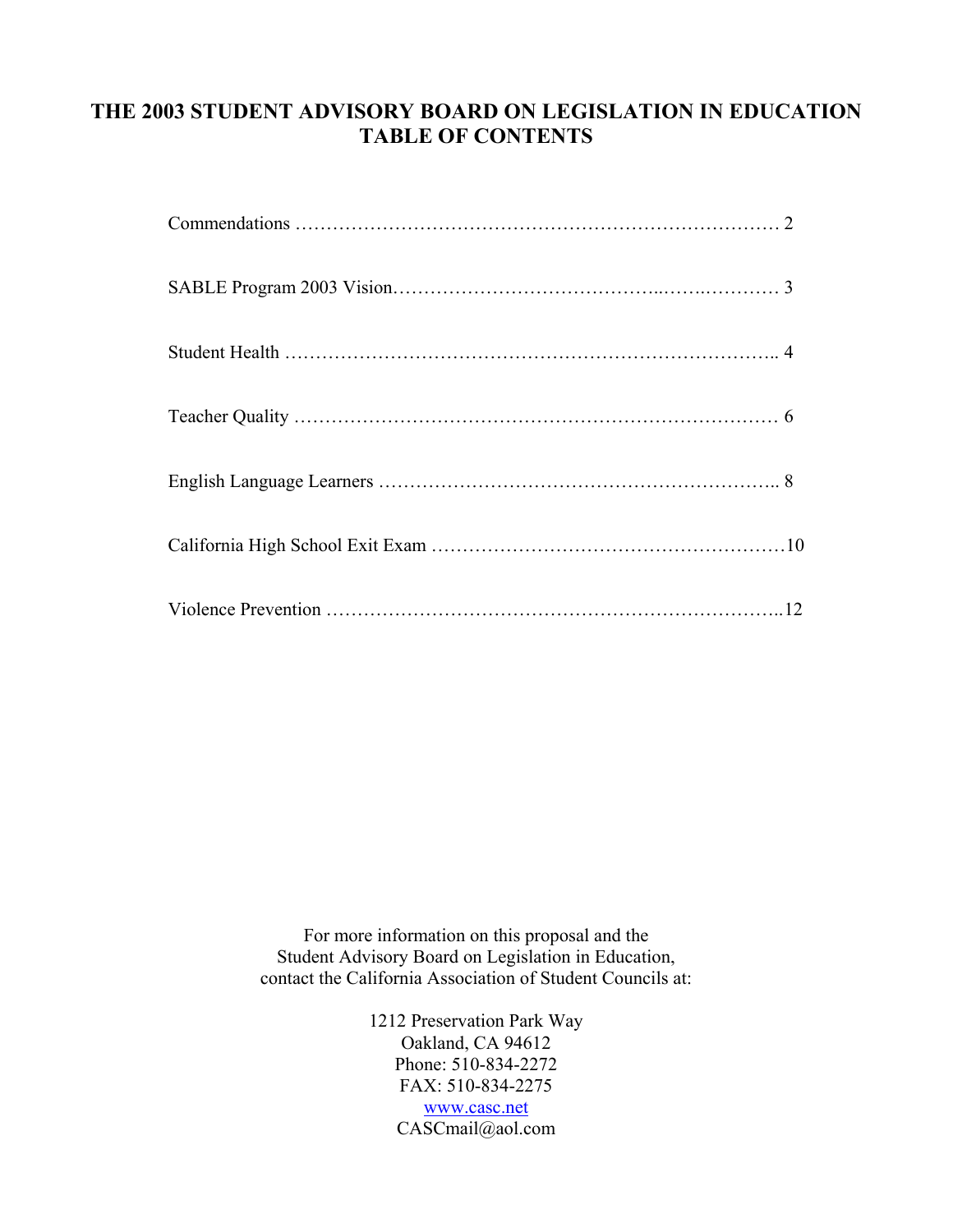# THE 2003 STUDENT ADVISORY BOARD ON LEGISLATION IN EDUCATION
# TABLE OF CONTENTS

Commendations ………………………………………………………………… 2

SABLE Program 2003 Vision………………………………………..……..………… 3

Student Health ………………………………………………………………….. 4

Teacher Quality ………………………………………………………………… 6

English Language Learners …………………………………………………….. 8

California High School Exit Exam ………………………………………………10

Violence Prevention ……………………………………………………………..12

For more information on this proposal and the
Student Advisory Board on Legislation in Education,
contact the California Association of Student Councils at:

1212 Preservation Park Way
Oakland, CA 94612
Phone: 510-834-2272
FAX: 510-834-2275
www.casc.net
CASCmail@aol.com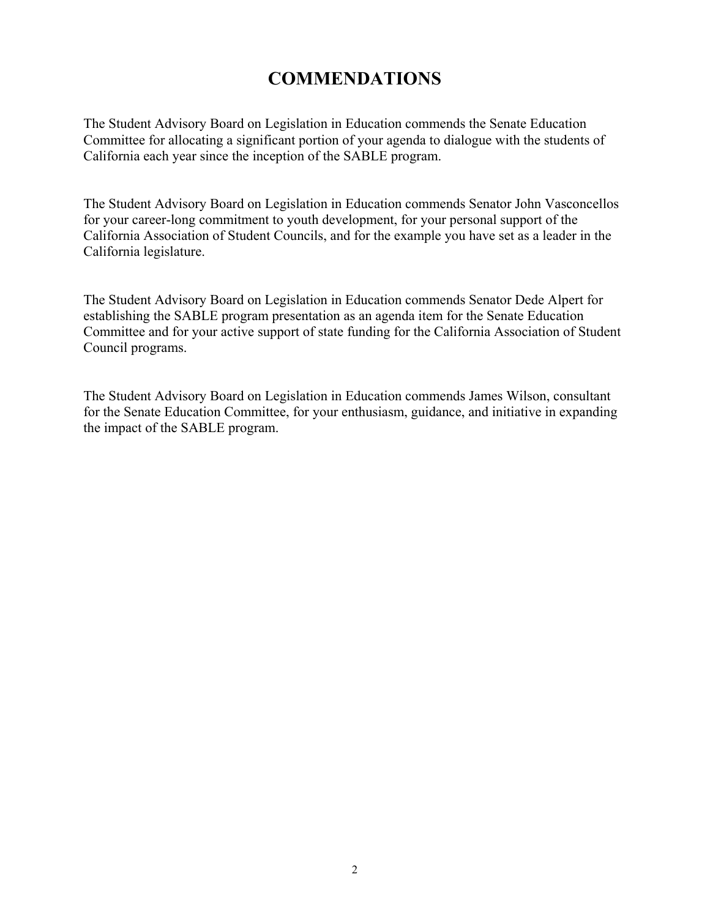# COMMENDATIONS

The Student Advisory Board on Legislation in Education commends the Senate Education Committee for allocating a significant portion of your agenda to dialogue with the students of California each year since the inception of the SABLE program.

The Student Advisory Board on Legislation in Education commends Senator John Vasconcellos for your career-long commitment to youth development, for your personal support of the California Association of Student Councils, and for the example you have set as a leader in the California legislature.

The Student Advisory Board on Legislation in Education commends Senator Dede Alpert for establishing the SABLE program presentation as an agenda item for the Senate Education Committee and for your active support of state funding for the California Association of Student Council programs.

The Student Advisory Board on Legislation in Education commends James Wilson, consultant for the Senate Education Committee, for your enthusiasm, guidance, and initiative in expanding the impact of the SABLE program.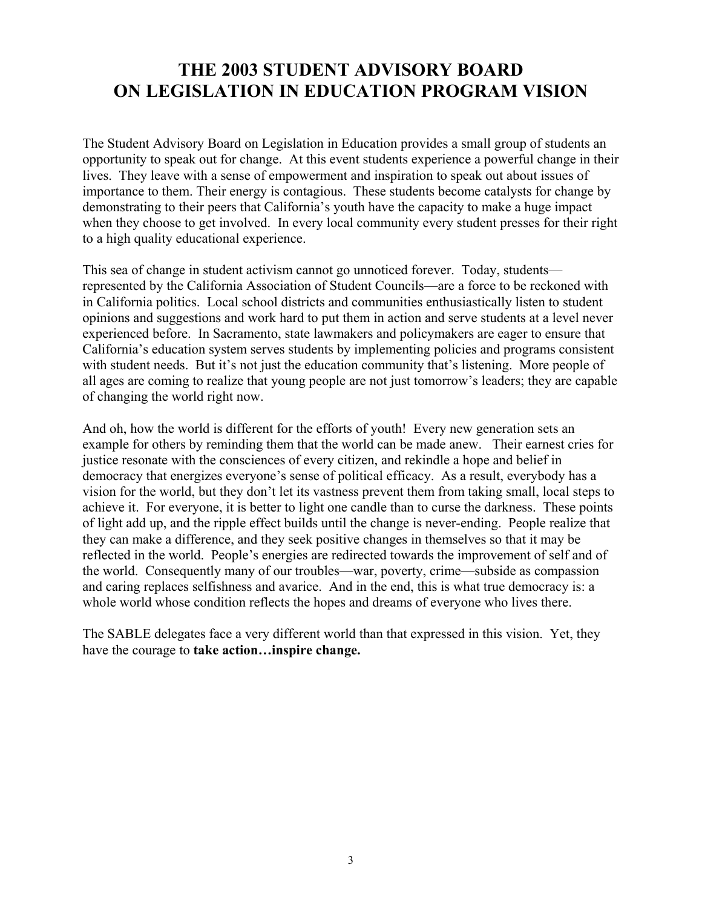# THE 2003 STUDENT ADVISORY BOARD ON LEGISLATION IN EDUCATION PROGRAM VISION

The Student Advisory Board on Legislation in Education provides a small group of students an opportunity to speak out for change. At this event students experience a powerful change in their lives. They leave with a sense of empowerment and inspiration to speak out about issues of importance to them. Their energy is contagious. These students become catalysts for change by demonstrating to their peers that California's youth have the capacity to make a huge impact when they choose to get involved. In every local community every student presses for their right to a high quality educational experience.

This sea of change in student activism cannot go unnoticed forever. Today, students—represented by the California Association of Student Councils—are a force to be reckoned with in California politics. Local school districts and communities enthusiastically listen to student opinions and suggestions and work hard to put them in action and serve students at a level never experienced before. In Sacramento, state lawmakers and policymakers are eager to ensure that California's education system serves students by implementing policies and programs consistent with student needs. But it's not just the education community that's listening. More people of all ages are coming to realize that young people are not just tomorrow's leaders; they are capable of changing the world right now.

And oh, how the world is different for the efforts of youth! Every new generation sets an example for others by reminding them that the world can be made anew. Their earnest cries for justice resonate with the consciences of every citizen, and rekindle a hope and belief in democracy that energizes everyone's sense of political efficacy. As a result, everybody has a vision for the world, but they don't let its vastness prevent them from taking small, local steps to achieve it. For everyone, it is better to light one candle than to curse the darkness. These points of light add up, and the ripple effect builds until the change is never-ending. People realize that they can make a difference, and they seek positive changes in themselves so that it may be reflected in the world. People's energies are redirected towards the improvement of self and of the world. Consequently many of our troubles—war, poverty, crime—subside as compassion and caring replaces selfishness and avarice. And in the end, this is what true democracy is: a whole world whose condition reflects the hopes and dreams of everyone who lives there.

The SABLE delegates face a very different world than that expressed in this vision. Yet, they have the courage to **take action…inspire change.**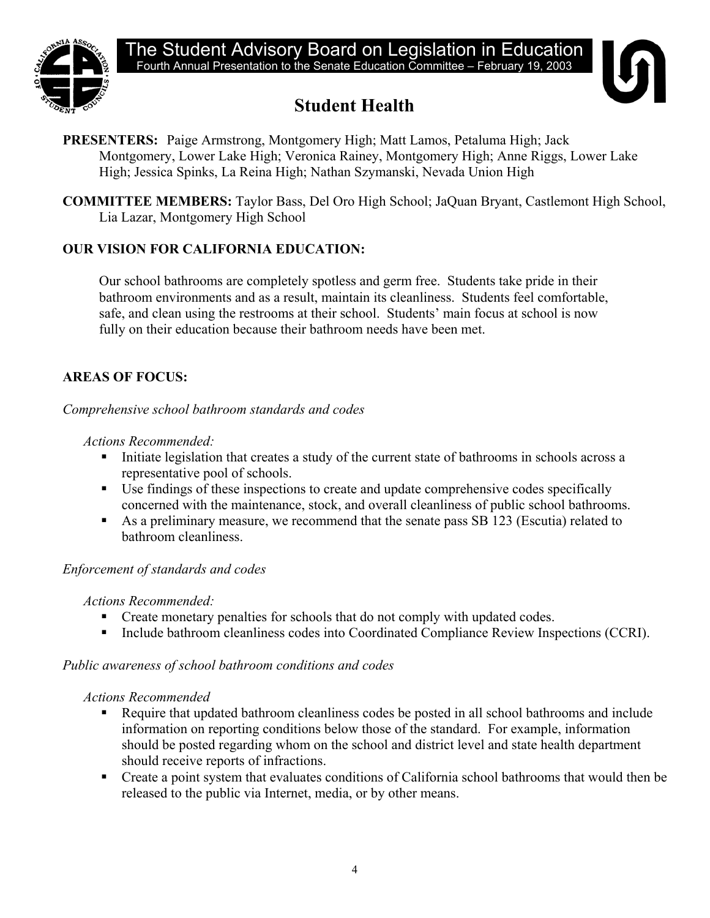The Student Advisory Board on Legislation in Education

Fourth Annual Presentation to the Senate Education Committee – February 19, 2003

# Student Health

**PRESENTERS:** Paige Armstrong, Montgomery High; Matt Lamos, Petaluma High; Jack Montgomery, Lower Lake High; Veronica Rainey, Montgomery High; Anne Riggs, Lower Lake High; Jessica Spinks, La Reina High; Nathan Szymanski, Nevada Union High

**COMMITTEE MEMBERS:** Taylor Bass, Del Oro High School; JaQuan Bryant, Castlemont High School, Lia Lazar, Montgomery High School

**OUR VISION FOR CALIFORNIA EDUCATION:**

Our school bathrooms are completely spotless and germ free. Students take pride in their bathroom environments and as a result, maintain its cleanliness. Students feel comfortable, safe, and clean using the restrooms at their school. Students' main focus at school is now fully on their education because their bathroom needs have been met.

**AREAS OF FOCUS:**

*Comprehensive school bathroom standards and codes*

*Actions Recommended:*

- Initiate legislation that creates a study of the current state of bathrooms in schools across a representative pool of schools.
- Use findings of these inspections to create and update comprehensive codes specifically concerned with the maintenance, stock, and overall cleanliness of public school bathrooms.
- As a preliminary measure, we recommend that the senate pass SB 123 (Escutia) related to bathroom cleanliness.

*Enforcement of standards and codes*

*Actions Recommended:*

- Create monetary penalties for schools that do not comply with updated codes.
- Include bathroom cleanliness codes into Coordinated Compliance Review Inspections (CCRI).

*Public awareness of school bathroom conditions and codes*

*Actions Recommended*

- Require that updated bathroom cleanliness codes be posted in all school bathrooms and include information on reporting conditions below those of the standard. For example, information should be posted regarding whom on the school and district level and state health department should receive reports of infractions.
- Create a point system that evaluates conditions of California school bathrooms that would then be released to the public via Internet, media, or by other means.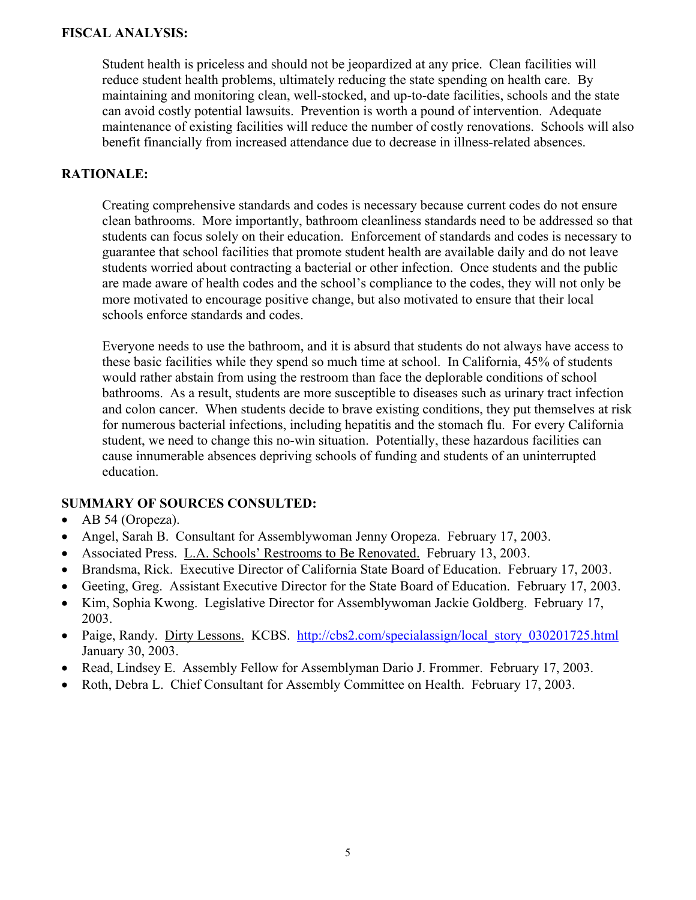## FISCAL ANALYSIS:

Student health is priceless and should not be jeopardized at any price. Clean facilities will reduce student health problems, ultimately reducing the state spending on health care. By maintaining and monitoring clean, well-stocked, and up-to-date facilities, schools and the state can avoid costly potential lawsuits. Prevention is worth a pound of intervention. Adequate maintenance of existing facilities will reduce the number of costly renovations. Schools will also benefit financially from increased attendance due to decrease in illness-related absences.

## RATIONALE:

Creating comprehensive standards and codes is necessary because current codes do not ensure clean bathrooms. More importantly, bathroom cleanliness standards need to be addressed so that students can focus solely on their education. Enforcement of standards and codes is necessary to guarantee that school facilities that promote student health are available daily and do not leave students worried about contracting a bacterial or other infection. Once students and the public are made aware of health codes and the school's compliance to the codes, they will not only be more motivated to encourage positive change, but also motivated to ensure that their local schools enforce standards and codes.

Everyone needs to use the bathroom, and it is absurd that students do not always have access to these basic facilities while they spend so much time at school. In California, 45% of students would rather abstain from using the restroom than face the deplorable conditions of school bathrooms. As a result, students are more susceptible to diseases such as urinary tract infection and colon cancer. When students decide to brave existing conditions, they put themselves at risk for numerous bacterial infections, including hepatitis and the stomach flu. For every California student, we need to change this no-win situation. Potentially, these hazardous facilities can cause innumerable absences depriving schools of funding and students of an uninterrupted education.

## SUMMARY OF SOURCES CONSULTED:

- AB 54 (Oropeza).
- Angel, Sarah B. Consultant for Assemblywoman Jenny Oropeza. February 17, 2003.
- Associated Press. L.A. Schools' Restrooms to Be Renovated. February 13, 2003.
- Brandsma, Rick. Executive Director of California State Board of Education. February 17, 2003.
- Geeting, Greg. Assistant Executive Director for the State Board of Education. February 17, 2003.
- Kim, Sophia Kwong. Legislative Director for Assemblywoman Jackie Goldberg. February 17, 2003.
- Paige, Randy. Dirty Lessons. KCBS. http://cbs2.com/specialassign/local_story_030201725.html January 30, 2003.
- Read, Lindsey E. Assembly Fellow for Assemblyman Dario J. Frommer. February 17, 2003.
- Roth, Debra L. Chief Consultant for Assembly Committee on Health. February 17, 2003.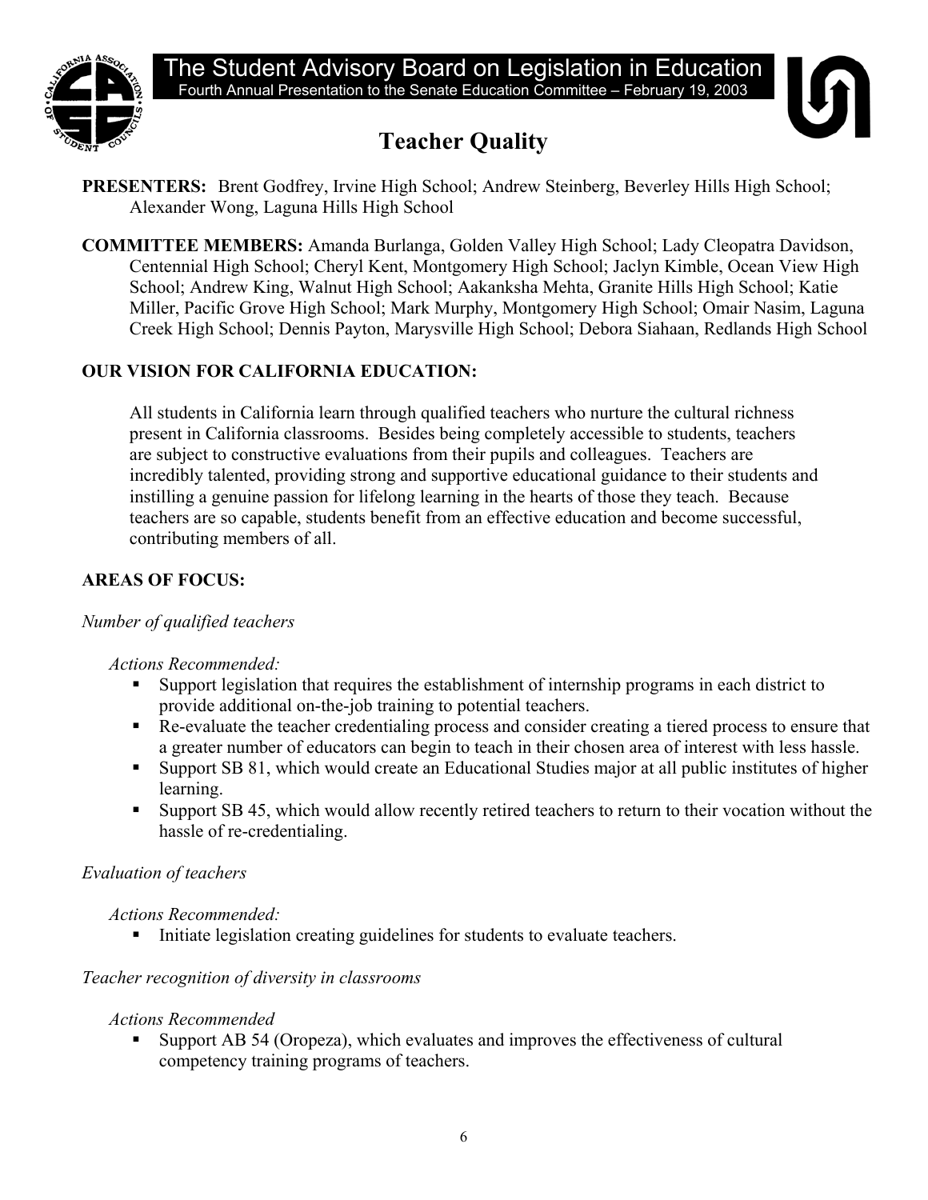# The Student Advisory Board on Legislation in Education

Fourth Annual Presentation to the Senate Education Committee – February 19, 2003

## Teacher Quality

**PRESENTERS:** Brent Godfrey, Irvine High School; Andrew Steinberg, Beverley Hills High School; Alexander Wong, Laguna Hills High School

**COMMITTEE MEMBERS:** Amanda Burlanga, Golden Valley High School; Lady Cleopatra Davidson, Centennial High School; Cheryl Kent, Montgomery High School; Jaclyn Kimble, Ocean View High School; Andrew King, Walnut High School; Aakanksha Mehta, Granite Hills High School; Katie Miller, Pacific Grove High School; Mark Murphy, Montgomery High School; Omair Nasim, Laguna Creek High School; Dennis Payton, Marysville High School; Debora Siahaan, Redlands High School

**OUR VISION FOR CALIFORNIA EDUCATION:**

All students in California learn through qualified teachers who nurture the cultural richness present in California classrooms. Besides being completely accessible to students, teachers are subject to constructive evaluations from their pupils and colleagues. Teachers are incredibly talented, providing strong and supportive educational guidance to their students and instilling a genuine passion for lifelong learning in the hearts of those they teach. Because teachers are so capable, students benefit from an effective education and become successful, contributing members of all.

**AREAS OF FOCUS:**

*Number of qualified teachers*

*Actions Recommended:*

- Support legislation that requires the establishment of internship programs in each district to provide additional on-the-job training to potential teachers.
- Re-evaluate the teacher credentialing process and consider creating a tiered process to ensure that a greater number of educators can begin to teach in their chosen area of interest with less hassle.
- Support SB 81, which would create an Educational Studies major at all public institutes of higher learning.
- Support SB 45, which would allow recently retired teachers to return to their vocation without the hassle of re-credentialing.

*Evaluation of teachers*

*Actions Recommended:*

- Initiate legislation creating guidelines for students to evaluate teachers.

*Teacher recognition of diversity in classrooms*

*Actions Recommended*

- Support AB 54 (Oropeza), which evaluates and improves the effectiveness of cultural competency training programs of teachers.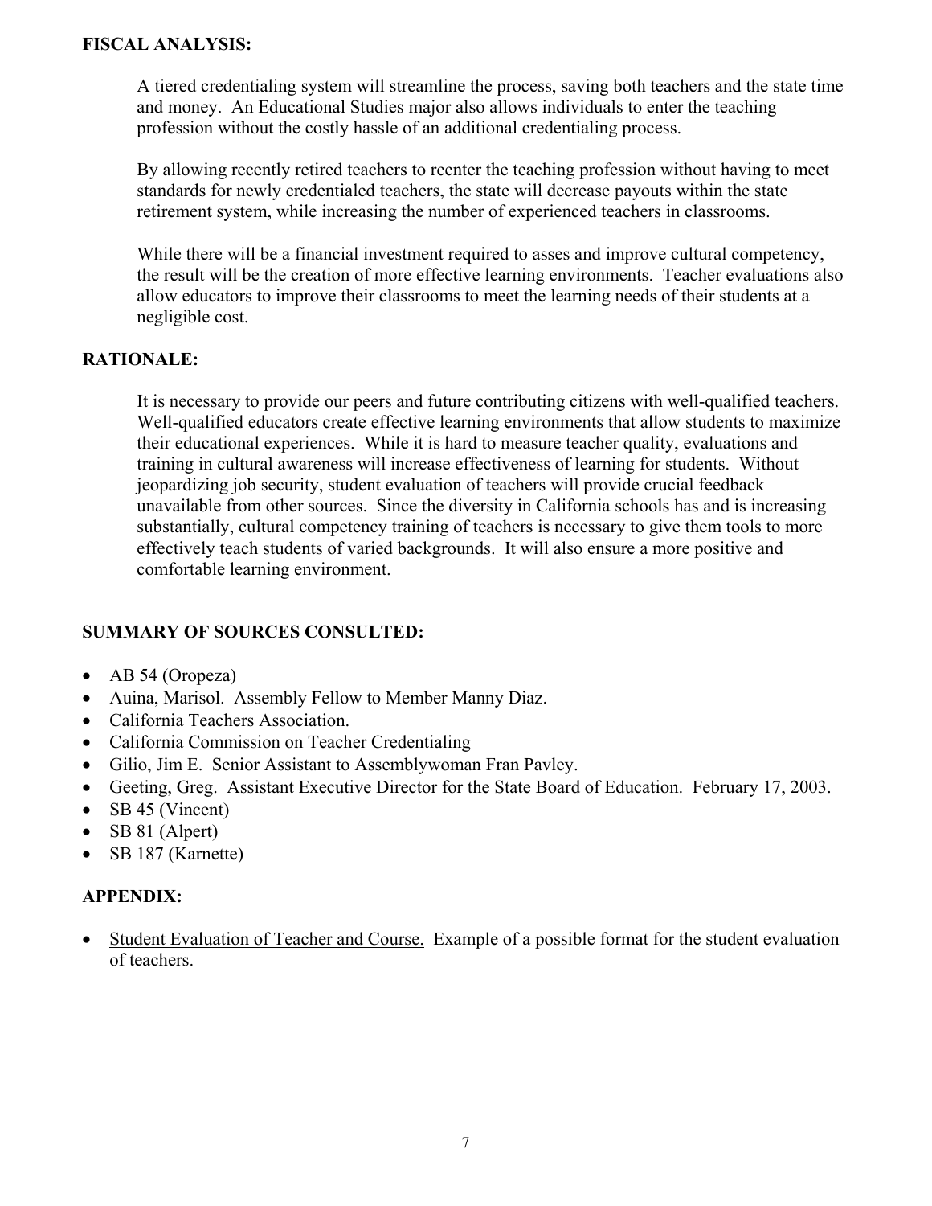**FISCAL ANALYSIS:**

A tiered credentialing system will streamline the process, saving both teachers and the state time and money. An Educational Studies major also allows individuals to enter the teaching profession without the costly hassle of an additional credentialing process.

By allowing recently retired teachers to reenter the teaching profession without having to meet standards for newly credentialed teachers, the state will decrease payouts within the state retirement system, while increasing the number of experienced teachers in classrooms.

While there will be a financial investment required to asses and improve cultural competency, the result will be the creation of more effective learning environments. Teacher evaluations also allow educators to improve their classrooms to meet the learning needs of their students at a negligible cost.

**RATIONALE:**

It is necessary to provide our peers and future contributing citizens with well-qualified teachers. Well-qualified educators create effective learning environments that allow students to maximize their educational experiences. While it is hard to measure teacher quality, evaluations and training in cultural awareness will increase effectiveness of learning for students. Without jeopardizing job security, student evaluation of teachers will provide crucial feedback unavailable from other sources. Since the diversity in California schools has and is increasing substantially, cultural competency training of teachers is necessary to give them tools to more effectively teach students of varied backgrounds. It will also ensure a more positive and comfortable learning environment.

**SUMMARY OF SOURCES CONSULTED:**

- AB 54 (Oropeza)
- Auina, Marisol. Assembly Fellow to Member Manny Diaz.
- California Teachers Association.
- California Commission on Teacher Credentialing
- Gilio, Jim E. Senior Assistant to Assemblywoman Fran Pavley.
- Geeting, Greg. Assistant Executive Director for the State Board of Education. February 17, 2003.
- SB 45 (Vincent)
- SB 81 (Alpert)
- SB 187 (Karnette)

**APPENDIX:**

- Student Evaluation of Teacher and Course. Example of a possible format for the student evaluation of teachers.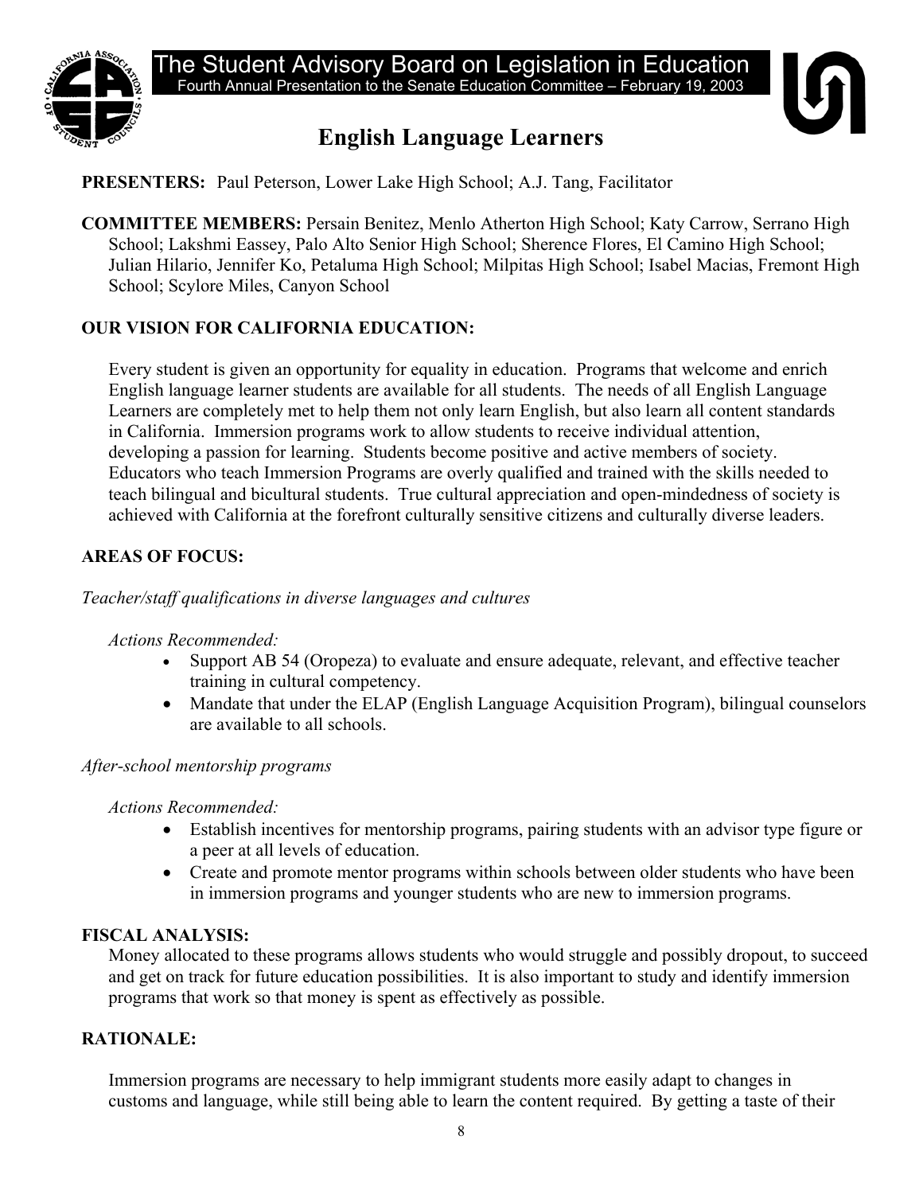The Student Advisory Board on Legislation in Education

Fourth Annual Presentation to the Senate Education Committee – February 19, 2003

# English Language Learners

**PRESENTERS:** Paul Peterson, Lower Lake High School; A.J. Tang, Facilitator

**COMMITTEE MEMBERS:** Persain Benitez, Menlo Atherton High School; Katy Carrow, Serrano High School; Lakshmi Eassey, Palo Alto Senior High School; Sherence Flores, El Camino High School; Julian Hilario, Jennifer Ko, Petaluma High School; Milpitas High School; Isabel Macias, Fremont High School; Scylore Miles, Canyon School

## OUR VISION FOR CALIFORNIA EDUCATION:

Every student is given an opportunity for equality in education. Programs that welcome and enrich English language learner students are available for all students. The needs of all English Language Learners are completely met to help them not only learn English, but also learn all content standards in California. Immersion programs work to allow students to receive individual attention, developing a passion for learning. Students become positive and active members of society. Educators who teach Immersion Programs are overly qualified and trained with the skills needed to teach bilingual and bicultural students. True cultural appreciation and open-mindedness of society is achieved with California at the forefront culturally sensitive citizens and culturally diverse leaders.

## AREAS OF FOCUS:

*Teacher/staff qualifications in diverse languages and cultures*

*Actions Recommended:*

- Support AB 54 (Oropeza) to evaluate and ensure adequate, relevant, and effective teacher training in cultural competency.
- Mandate that under the ELAP (English Language Acquisition Program), bilingual counselors are available to all schools.

*After-school mentorship programs*

*Actions Recommended:*

- Establish incentives for mentorship programs, pairing students with an advisor type figure or a peer at all levels of education.
- Create and promote mentor programs within schools between older students who have been in immersion programs and younger students who are new to immersion programs.

## FISCAL ANALYSIS:

Money allocated to these programs allows students who would struggle and possibly dropout, to succeed and get on track for future education possibilities. It is also important to study and identify immersion programs that work so that money is spent as effectively as possible.

## RATIONALE:

Immersion programs are necessary to help immigrant students more easily adapt to changes in customs and language, while still being able to learn the content required. By getting a taste of their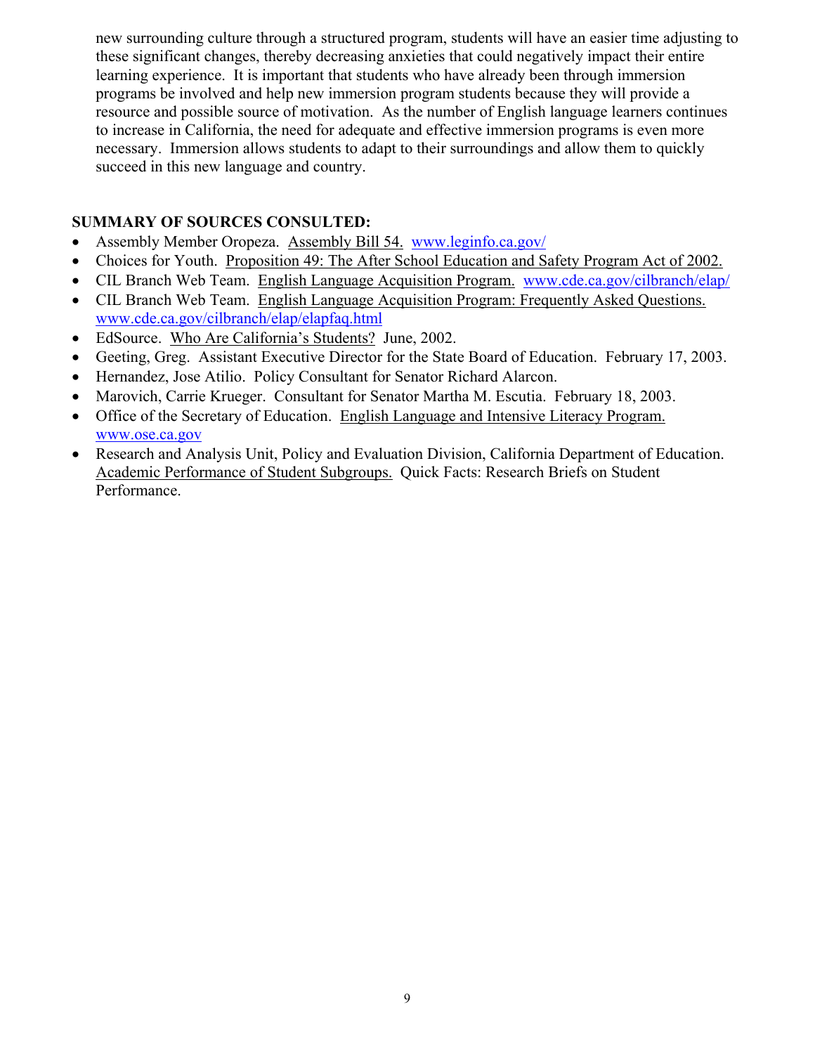new surrounding culture through a structured program, students will have an easier time adjusting to these significant changes, thereby decreasing anxieties that could negatively impact their entire learning experience. It is important that students who have already been through immersion programs be involved and help new immersion program students because they will provide a resource and possible source of motivation. As the number of English language learners continues to increase in California, the need for adequate and effective immersion programs is even more necessary. Immersion allows students to adapt to their surroundings and allow them to quickly succeed in this new language and country.

**SUMMARY OF SOURCES CONSULTED:**

- Assembly Member Oropeza. Assembly Bill 54. www.leginfo.ca.gov/
- Choices for Youth. Proposition 49: The After School Education and Safety Program Act of 2002.
- CIL Branch Web Team. English Language Acquisition Program. www.cde.ca.gov/cilbranch/elap/
- CIL Branch Web Team. English Language Acquisition Program: Frequently Asked Questions. www.cde.ca.gov/cilbranch/elap/elapfaq.html
- EdSource. Who Are California's Students? June, 2002.
- Geeting, Greg. Assistant Executive Director for the State Board of Education. February 17, 2003.
- Hernandez, Jose Atilio. Policy Consultant for Senator Richard Alarcon.
- Marovich, Carrie Krueger. Consultant for Senator Martha M. Escutia. February 18, 2003.
- Office of the Secretary of Education. English Language and Intensive Literacy Program. www.ose.ca.gov
- Research and Analysis Unit, Policy and Evaluation Division, California Department of Education. Academic Performance of Student Subgroups. Quick Facts: Research Briefs on Student Performance.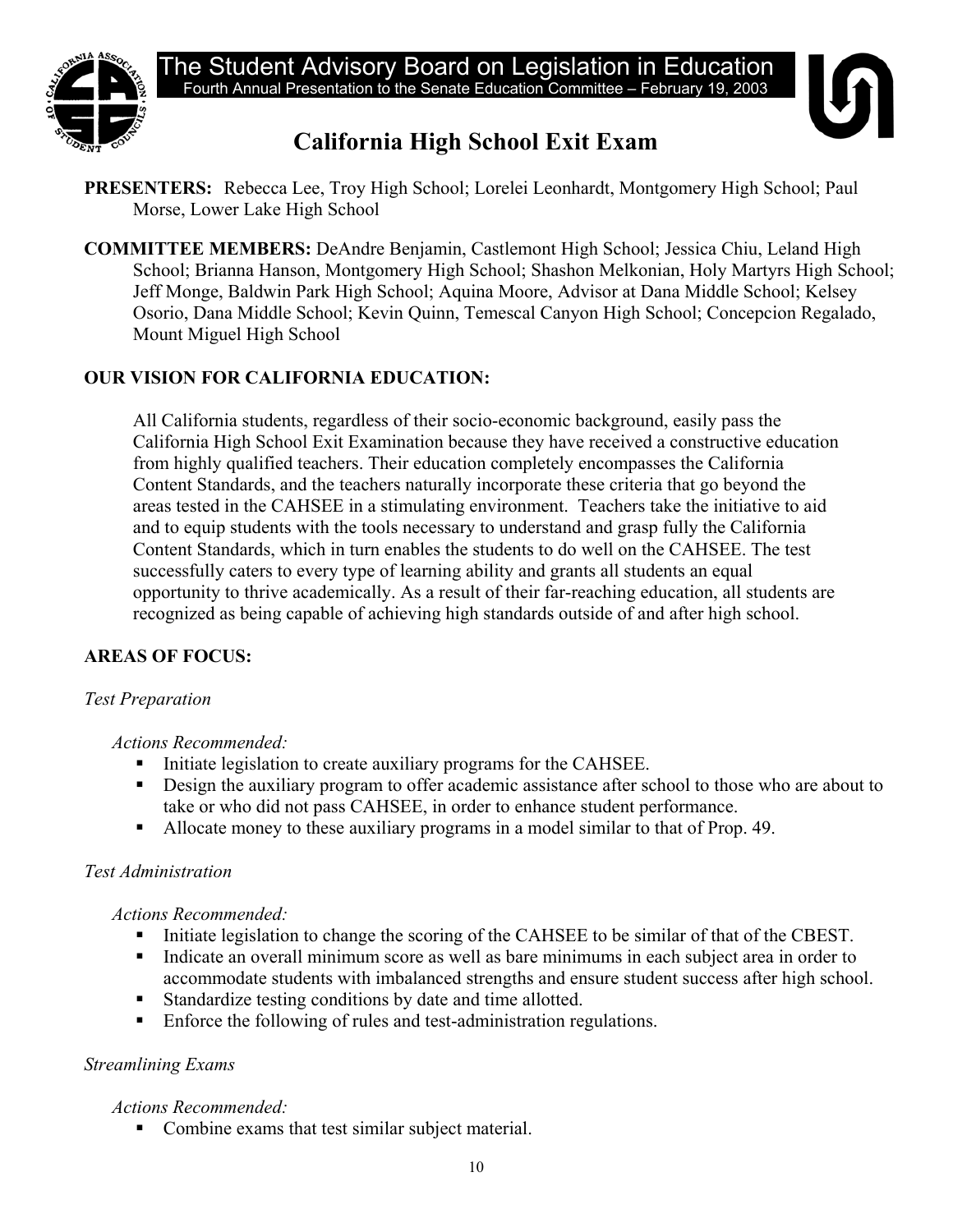The Student Advisory Board on Legislation in Education

Fourth Annual Presentation to the Senate Education Committee – February 19, 2003

# California High School Exit Exam

**PRESENTERS:** Rebecca Lee, Troy High School; Lorelei Leonhardt, Montgomery High School; Paul Morse, Lower Lake High School

**COMMITTEE MEMBERS:** DeAndre Benjamin, Castlemont High School; Jessica Chiu, Leland High School; Brianna Hanson, Montgomery High School; Shashon Melkonian, Holy Martyrs High School; Jeff Monge, Baldwin Park High School; Aquina Moore, Advisor at Dana Middle School; Kelsey Osorio, Dana Middle School; Kevin Quinn, Temescal Canyon High School; Concepcion Regalado, Mount Miguel High School

**OUR VISION FOR CALIFORNIA EDUCATION:**

All California students, regardless of their socio-economic background, easily pass the California High School Exit Examination because they have received a constructive education from highly qualified teachers. Their education completely encompasses the California Content Standards, and the teachers naturally incorporate these criteria that go beyond the areas tested in the CAHSEE in a stimulating environment. Teachers take the initiative to aid and to equip students with the tools necessary to understand and grasp fully the California Content Standards, which in turn enables the students to do well on the CAHSEE. The test successfully caters to every type of learning ability and grants all students an equal opportunity to thrive academically. As a result of their far-reaching education, all students are recognized as being capable of achieving high standards outside of and after high school.

**AREAS OF FOCUS:**

*Test Preparation*

*Actions Recommended:*

- Initiate legislation to create auxiliary programs for the CAHSEE.
- Design the auxiliary program to offer academic assistance after school to those who are about to take or who did not pass CAHSEE, in order to enhance student performance.
- Allocate money to these auxiliary programs in a model similar to that of Prop. 49.

*Test Administration*

*Actions Recommended:*

- Initiate legislation to change the scoring of the CAHSEE to be similar of that of the CBEST.
- Indicate an overall minimum score as well as bare minimums in each subject area in order to accommodate students with imbalanced strengths and ensure student success after high school.
- Standardize testing conditions by date and time allotted.
- Enforce the following of rules and test-administration regulations.

*Streamlining Exams*

*Actions Recommended:*

- Combine exams that test similar subject material.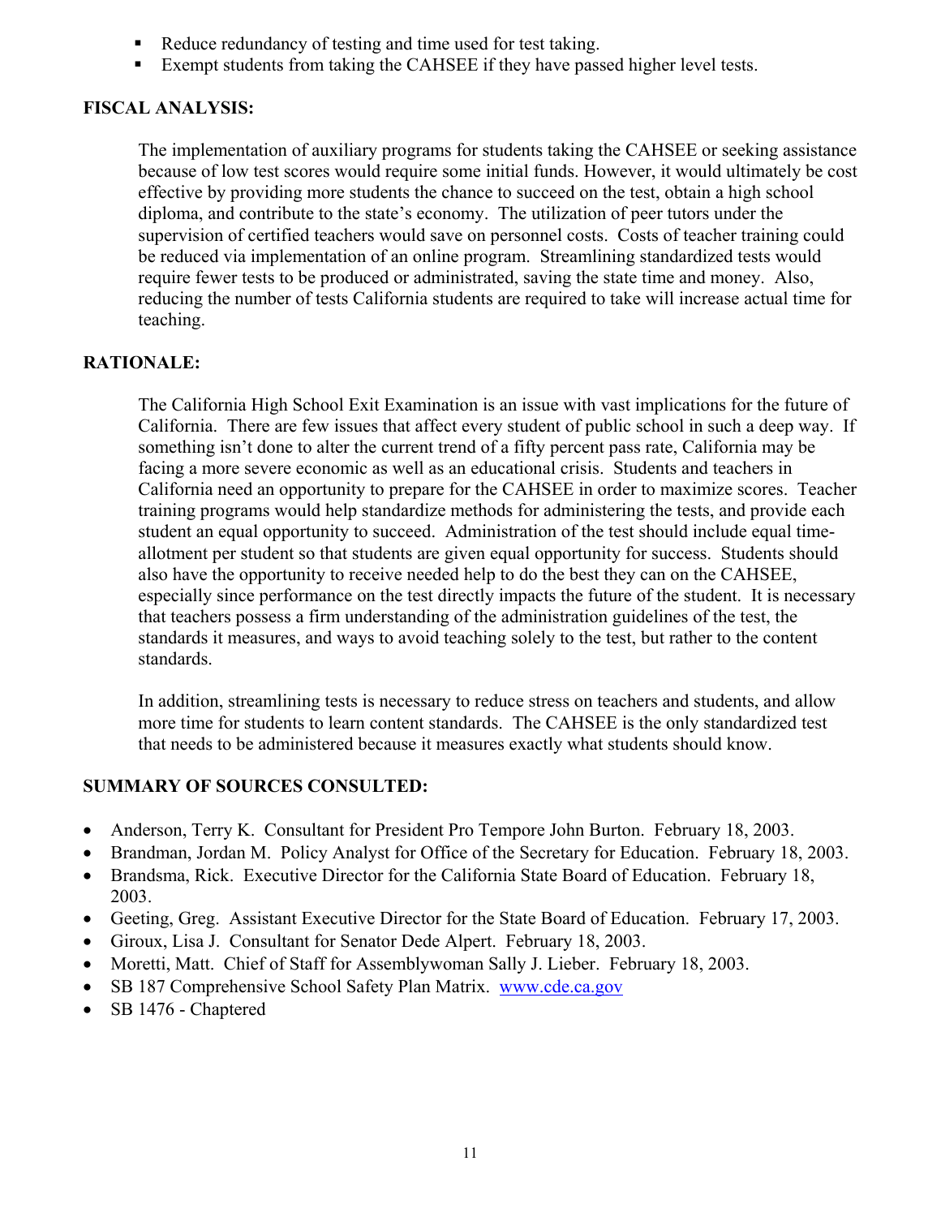- Reduce redundancy of testing and time used for test taking.
- Exempt students from taking the CAHSEE if they have passed higher level tests.

**FISCAL ANALYSIS:**

The implementation of auxiliary programs for students taking the CAHSEE or seeking assistance because of low test scores would require some initial funds. However, it would ultimately be cost effective by providing more students the chance to succeed on the test, obtain a high school diploma, and contribute to the state's economy. The utilization of peer tutors under the supervision of certified teachers would save on personnel costs. Costs of teacher training could be reduced via implementation of an online program. Streamlining standardized tests would require fewer tests to be produced or administrated, saving the state time and money. Also, reducing the number of tests California students are required to take will increase actual time for teaching.

**RATIONALE:**

The California High School Exit Examination is an issue with vast implications for the future of California. There are few issues that affect every student of public school in such a deep way. If something isn't done to alter the current trend of a fifty percent pass rate, California may be facing a more severe economic as well as an educational crisis. Students and teachers in California need an opportunity to prepare for the CAHSEE in order to maximize scores. Teacher training programs would help standardize methods for administering the tests, and provide each student an equal opportunity to succeed. Administration of the test should include equal time-allotment per student so that students are given equal opportunity for success. Students should also have the opportunity to receive needed help to do the best they can on the CAHSEE, especially since performance on the test directly impacts the future of the student. It is necessary that teachers possess a firm understanding of the administration guidelines of the test, the standards it measures, and ways to avoid teaching solely to the test, but rather to the content standards.

In addition, streamlining tests is necessary to reduce stress on teachers and students, and allow more time for students to learn content standards. The CAHSEE is the only standardized test that needs to be administered because it measures exactly what students should know.

**SUMMARY OF SOURCES CONSULTED:**

- Anderson, Terry K. Consultant for President Pro Tempore John Burton. February 18, 2003.
- Brandman, Jordan M. Policy Analyst for Office of the Secretary for Education. February 18, 2003.
- Brandsma, Rick. Executive Director for the California State Board of Education. February 18, 2003.
- Geeting, Greg. Assistant Executive Director for the State Board of Education. February 17, 2003.
- Giroux, Lisa J. Consultant for Senator Dede Alpert. February 18, 2003.
- Moretti, Matt. Chief of Staff for Assemblywoman Sally J. Lieber. February 18, 2003.
- SB 187 Comprehensive School Safety Plan Matrix. www.cde.ca.gov
- SB 1476 - Chaptered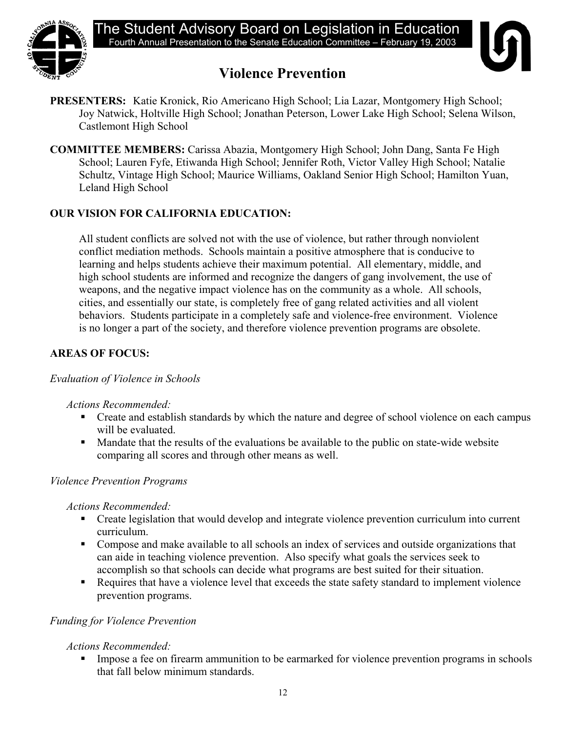# The Student Advisory Board on Legislation in Education

Fourth Annual Presentation to the Senate Education Committee – February 19, 2003

## Violence Prevention

**PRESENTERS:** Katie Kronick, Rio Americano High School; Lia Lazar, Montgomery High School; Joy Natwick, Holtville High School; Jonathan Peterson, Lower Lake High School; Selena Wilson, Castlemont High School

**COMMITTEE MEMBERS:** Carissa Abazia, Montgomery High School; John Dang, Santa Fe High School; Lauren Fyfe, Etiwanda High School; Jennifer Roth, Victor Valley High School; Natalie Schultz, Vintage High School; Maurice Williams, Oakland Senior High School; Hamilton Yuan, Leland High School

**OUR VISION FOR CALIFORNIA EDUCATION:**

All student conflicts are solved not with the use of violence, but rather through nonviolent conflict mediation methods. Schools maintain a positive atmosphere that is conducive to learning and helps students achieve their maximum potential. All elementary, middle, and high school students are informed and recognize the dangers of gang involvement, the use of weapons, and the negative impact violence has on the community as a whole. All schools, cities, and essentially our state, is completely free of gang related activities and all violent behaviors. Students participate in a completely safe and violence-free environment. Violence is no longer a part of the society, and therefore violence prevention programs are obsolete.

**AREAS OF FOCUS:**

*Evaluation of Violence in Schools*

*Actions Recommended:*

- Create and establish standards by which the nature and degree of school violence on each campus will be evaluated.
- Mandate that the results of the evaluations be available to the public on state-wide website comparing all scores and through other means as well.

*Violence Prevention Programs*

*Actions Recommended:*

- Create legislation that would develop and integrate violence prevention curriculum into current curriculum.
- Compose and make available to all schools an index of services and outside organizations that can aide in teaching violence prevention. Also specify what goals the services seek to accomplish so that schools can decide what programs are best suited for their situation.
- Requires that have a violence level that exceeds the state safety standard to implement violence prevention programs.

*Funding for Violence Prevention*

*Actions Recommended:*

- Impose a fee on firearm ammunition to be earmarked for violence prevention programs in schools that fall below minimum standards.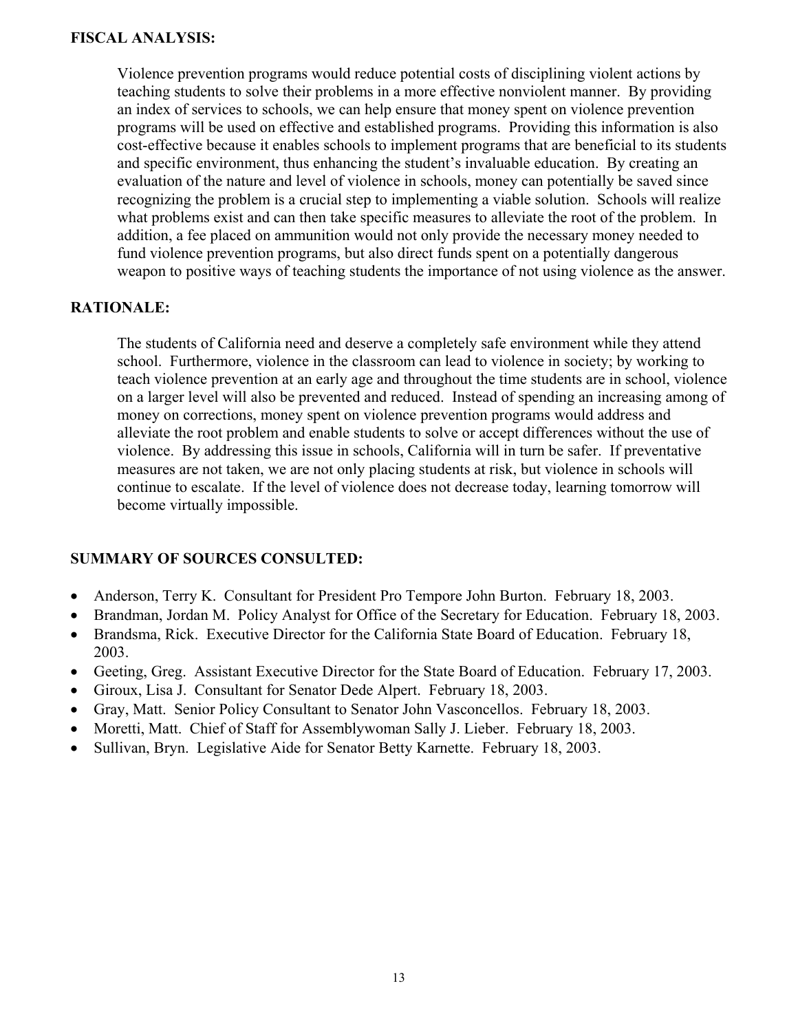**FISCAL ANALYSIS:**

Violence prevention programs would reduce potential costs of disciplining violent actions by teaching students to solve their problems in a more effective nonviolent manner. By providing an index of services to schools, we can help ensure that money spent on violence prevention programs will be used on effective and established programs. Providing this information is also cost-effective because it enables schools to implement programs that are beneficial to its students and specific environment, thus enhancing the student's invaluable education. By creating an evaluation of the nature and level of violence in schools, money can potentially be saved since recognizing the problem is a crucial step to implementing a viable solution. Schools will realize what problems exist and can then take specific measures to alleviate the root of the problem. In addition, a fee placed on ammunition would not only provide the necessary money needed to fund violence prevention programs, but also direct funds spent on a potentially dangerous weapon to positive ways of teaching students the importance of not using violence as the answer.

**RATIONALE:**

The students of California need and deserve a completely safe environment while they attend school. Furthermore, violence in the classroom can lead to violence in society; by working to teach violence prevention at an early age and throughout the time students are in school, violence on a larger level will also be prevented and reduced. Instead of spending an increasing among of money on corrections, money spent on violence prevention programs would address and alleviate the root problem and enable students to solve or accept differences without the use of violence. By addressing this issue in schools, California will in turn be safer. If preventative measures are not taken, we are not only placing students at risk, but violence in schools will continue to escalate. If the level of violence does not decrease today, learning tomorrow will become virtually impossible.

**SUMMARY OF SOURCES CONSULTED:**

- Anderson, Terry K. Consultant for President Pro Tempore John Burton. February 18, 2003.
- Brandman, Jordan M. Policy Analyst for Office of the Secretary for Education. February 18, 2003.
- Brandsma, Rick. Executive Director for the California State Board of Education. February 18, 2003.
- Geeting, Greg. Assistant Executive Director for the State Board of Education. February 17, 2003.
- Giroux, Lisa J. Consultant for Senator Dede Alpert. February 18, 2003.
- Gray, Matt. Senior Policy Consultant to Senator John Vasconcellos. February 18, 2003.
- Moretti, Matt. Chief of Staff for Assemblywoman Sally J. Lieber. February 18, 2003.
- Sullivan, Bryn. Legislative Aide for Senator Betty Karnette. February 18, 2003.